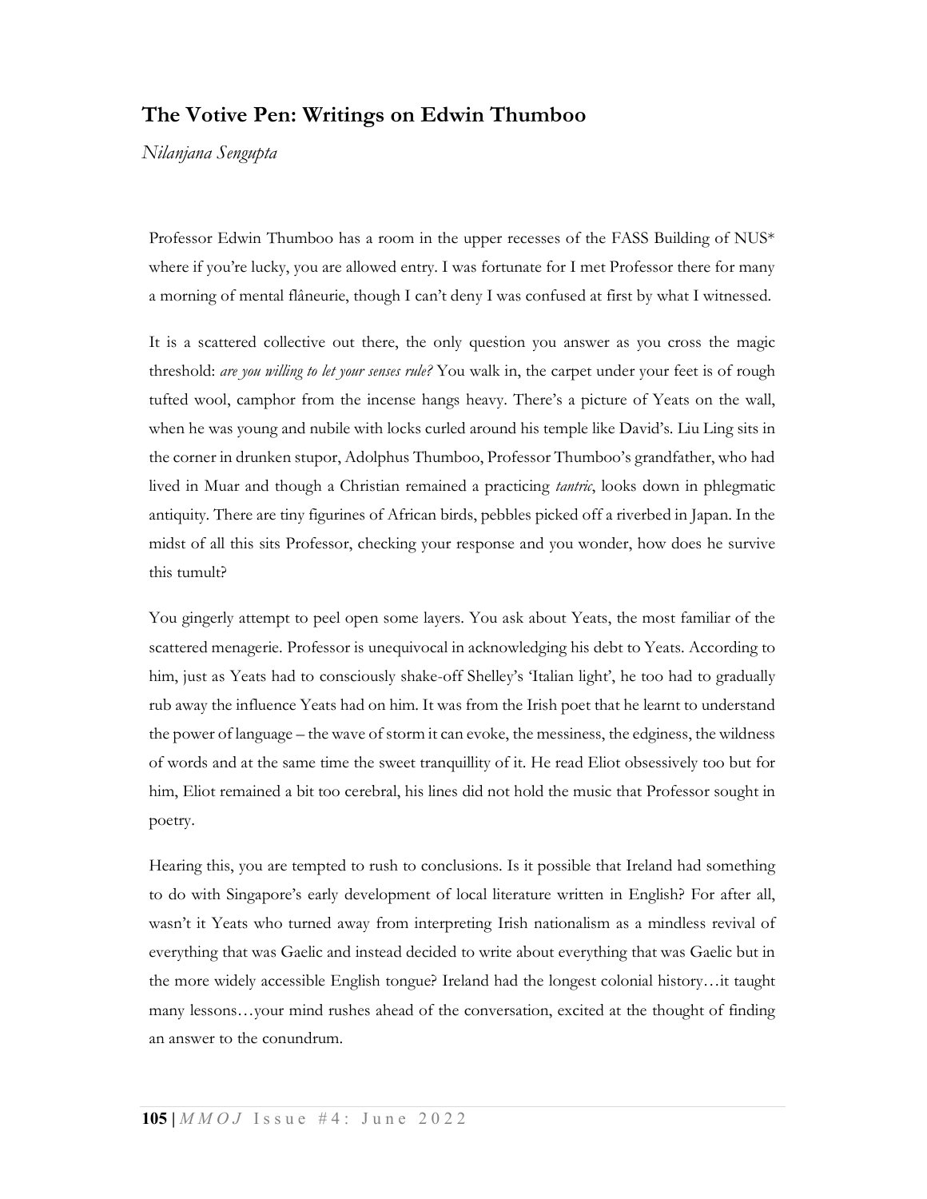## The Votive Pen: Writings on Edwin Thumboo

*Nilanjana Sengupta*

Professor Edwin Thumboo has a room in the upper recesses of the FASS Building of NUS* where if you're lucky, you are allowed entry. I was fortunate for I met Professor there for many a morning of mental flâneurie, though I can't deny I was confused at first by what I witnessed.

It is a scattered collective out there, the only question you answer as you cross the magic threshold: *are you willing to let your senses rule?* You walk in, the carpet under your feet is of rough tufted wool, camphor from the incense hangs heavy. There's a picture of Yeats on the wall, when he was young and nubile with locks curled around his temple like David's. Liu Ling sits in the corner in drunken stupor, Adolphus Thumboo, Professor Thumboo's grandfather, who had lived in Muar and though a Christian remained a practicing *tantric*, looks down in phlegmatic antiquity. There are tiny figurines of African birds, pebbles picked off a riverbed in Japan. In the midst of all this sits Professor, checking your response and you wonder, how does he survive this tumult?

You gingerly attempt to peel open some layers. You ask about Yeats, the most familiar of the scattered menagerie. Professor is unequivocal in acknowledging his debt to Yeats. According to him, just as Yeats had to consciously shake-off Shelley's 'Italian light', he too had to gradually rub away the influence Yeats had on him. It was from the Irish poet that he learnt to understand the power of language – the wave of storm it can evoke, the messiness, the edginess, the wildness of words and at the same time the sweet tranquillity of it. He read Eliot obsessively too but for him, Eliot remained a bit too cerebral, his lines did not hold the music that Professor sought in poetry.

Hearing this, you are tempted to rush to conclusions. Is it possible that Ireland had something to do with Singapore's early development of local literature written in English? For after all, wasn't it Yeats who turned away from interpreting Irish nationalism as a mindless revival of everything that was Gaelic and instead decided to write about everything that was Gaelic but in the more widely accessible English tongue? Ireland had the longest colonial history…it taught many lessons…your mind rushes ahead of the conversation, excited at the thought of finding an answer to the conundrum.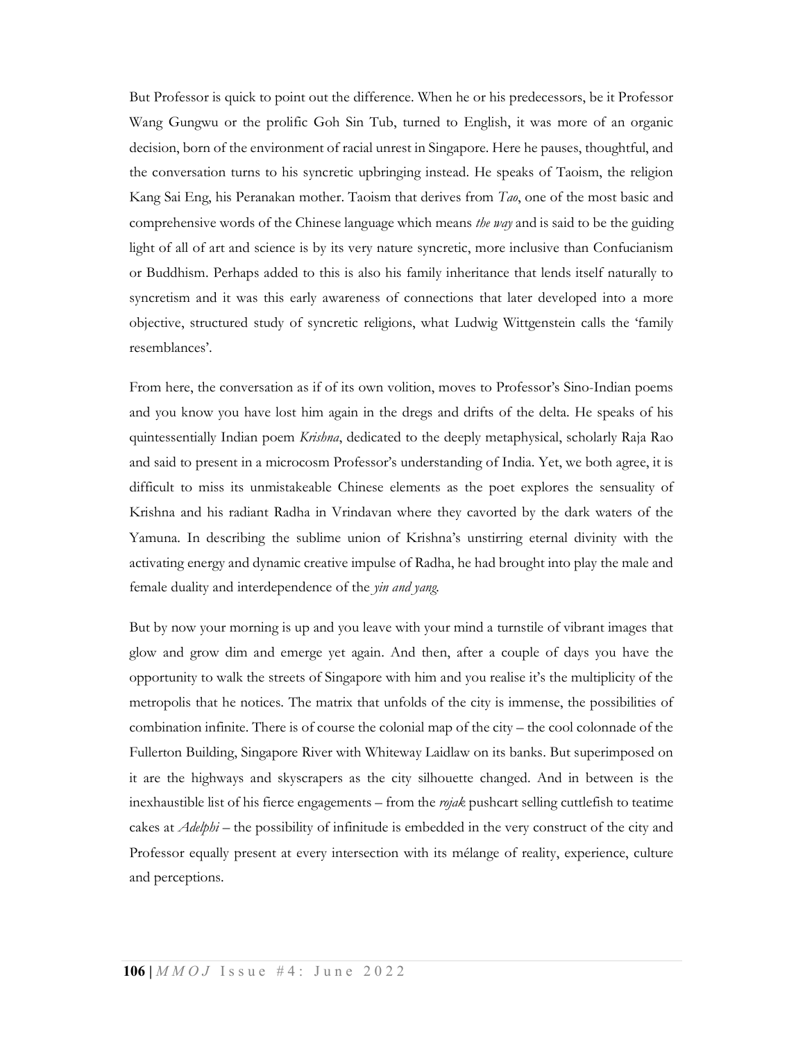But Professor is quick to point out the difference. When he or his predecessors, be it Professor Wang Gungwu or the prolific Goh Sin Tub, turned to English, it was more of an organic decision, born of the environment of racial unrest in Singapore. Here he pauses, thoughtful, and the conversation turns to his syncretic upbringing instead. He speaks of Taoism, the religion Kang Sai Eng, his Peranakan mother. Taoism that derives from *Tao*, one of the most basic and comprehensive words of the Chinese language which means *the way* and is said to be the guiding light of all of art and science is by its very nature syncretic, more inclusive than Confucianism or Buddhism. Perhaps added to this is also his family inheritance that lends itself naturally to syncretism and it was this early awareness of connections that later developed into a more objective, structured study of syncretic religions, what Ludwig Wittgenstein calls the 'family resemblances'.

From here, the conversation as if of its own volition, moves to Professor's Sino-Indian poems and you know you have lost him again in the dregs and drifts of the delta. He speaks of his quintessentially Indian poem *Krishna*, dedicated to the deeply metaphysical, scholarly Raja Rao and said to present in a microcosm Professor's understanding of India. Yet, we both agree, it is difficult to miss its unmistakeable Chinese elements as the poet explores the sensuality of Krishna and his radiant Radha in Vrindavan where they cavorted by the dark waters of the Yamuna. In describing the sublime union of Krishna's unstirring eternal divinity with the activating energy and dynamic creative impulse of Radha, he had brought into play the male and female duality and interdependence of the *yin and yang*.

But by now your morning is up and you leave with your mind a turnstile of vibrant images that glow and grow dim and emerge yet again. And then, after a couple of days you have the opportunity to walk the streets of Singapore with him and you realise it's the multiplicity of the metropolis that he notices. The matrix that unfolds of the city is immense, the possibilities of combination infinite. There is of course the colonial map of the city – the cool colonnade of the Fullerton Building, Singapore River with Whiteway Laidlaw on its banks. But superimposed on it are the highways and skyscrapers as the city silhouette changed. And in between is the inexhaustible list of his fierce engagements – from the *rojak* pushcart selling cuttlefish to teatime cakes at *Adelphi* – the possibility of infinitude is embedded in the very construct of the city and Professor equally present at every intersection with its mélange of reality, experience, culture and perceptions.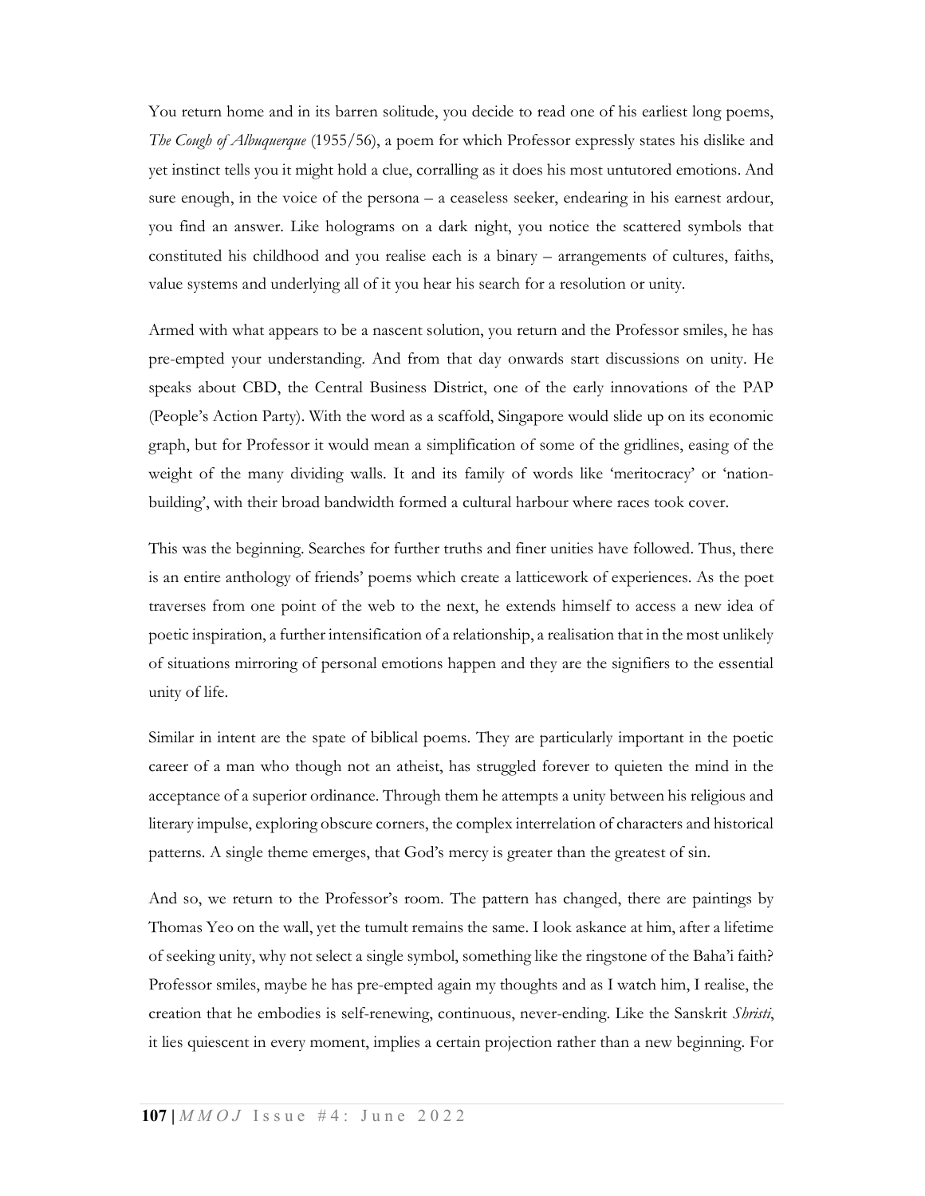You return home and in its barren solitude, you decide to read one of his earliest long poems, *The Cough of Albuquerque* (1955/56), a poem for which Professor expressly states his dislike and yet instinct tells you it might hold a clue, corralling as it does his most untutored emotions. And sure enough, in the voice of the persona – a ceaseless seeker, endearing in his earnest ardour, you find an answer. Like holograms on a dark night, you notice the scattered symbols that constituted his childhood and you realise each is a binary – arrangements of cultures, faiths, value systems and underlying all of it you hear his search for a resolution or unity.

Armed with what appears to be a nascent solution, you return and the Professor smiles, he has pre-empted your understanding. And from that day onwards start discussions on unity. He speaks about CBD, the Central Business District, one of the early innovations of the PAP (People's Action Party). With the word as a scaffold, Singapore would slide up on its economic graph, but for Professor it would mean a simplification of some of the gridlines, easing of the weight of the many dividing walls. It and its family of words like 'meritocracy' or 'nation-building', with their broad bandwidth formed a cultural harbour where races took cover.

This was the beginning. Searches for further truths and finer unities have followed. Thus, there is an entire anthology of friends' poems which create a latticework of experiences. As the poet traverses from one point of the web to the next, he extends himself to access a new idea of poetic inspiration, a further intensification of a relationship, a realisation that in the most unlikely of situations mirroring of personal emotions happen and they are the signifiers to the essential unity of life.

Similar in intent are the spate of biblical poems. They are particularly important in the poetic career of a man who though not an atheist, has struggled forever to quieten the mind in the acceptance of a superior ordinance. Through them he attempts a unity between his religious and literary impulse, exploring obscure corners, the complex interrelation of characters and historical patterns. A single theme emerges, that God's mercy is greater than the greatest of sin.

And so, we return to the Professor's room. The pattern has changed, there are paintings by Thomas Yeo on the wall, yet the tumult remains the same. I look askance at him, after a lifetime of seeking unity, why not select a single symbol, something like the ringstone of the Baha'i faith? Professor smiles, maybe he has pre-empted again my thoughts and as I watch him, I realise, the creation that he embodies is self-renewing, continuous, never-ending. Like the Sanskrit *Shristi*, it lies quiescent in every moment, implies a certain projection rather than a new beginning. For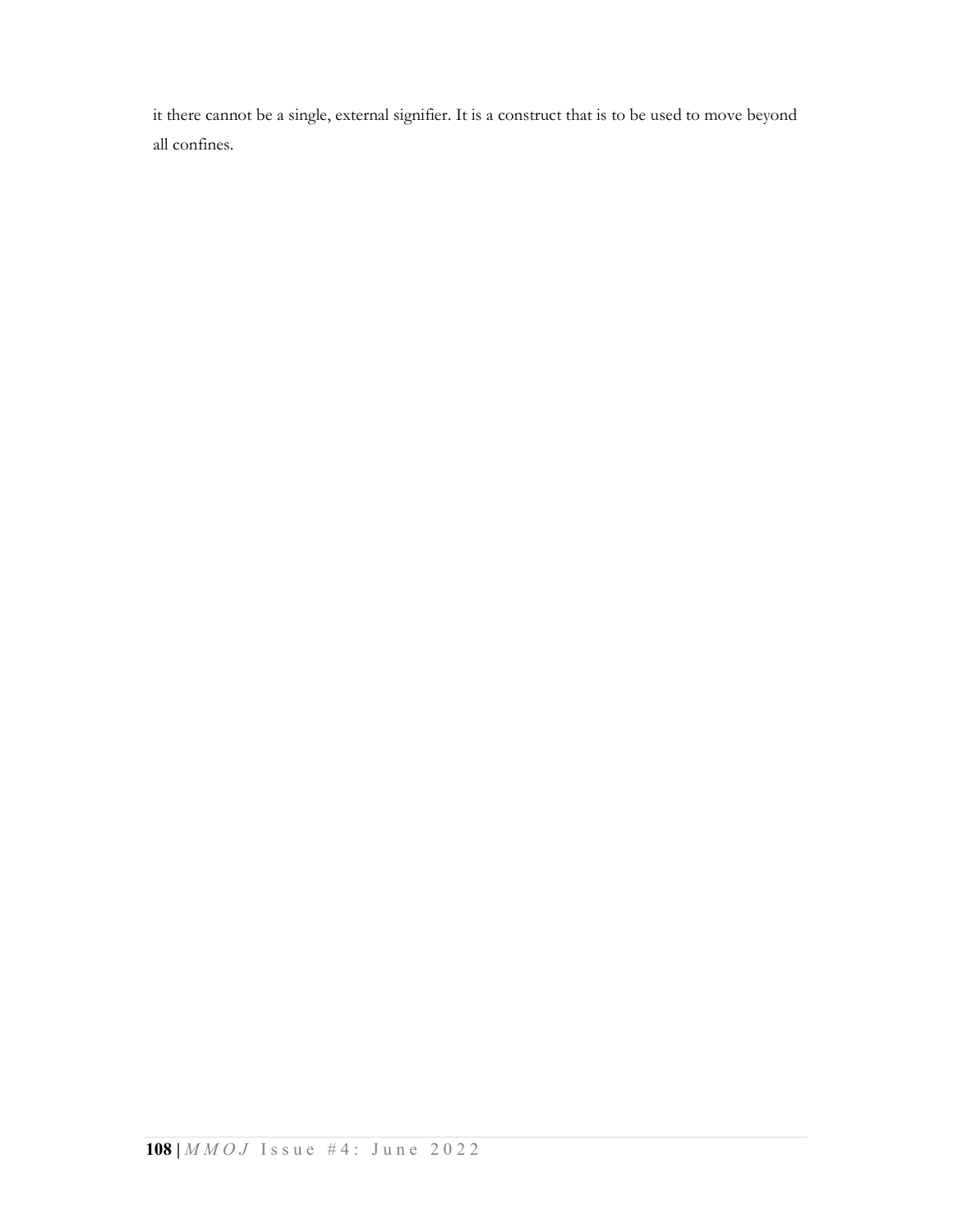it there cannot be a single, external signifier. It is a construct that is to be used to move beyond all confines.